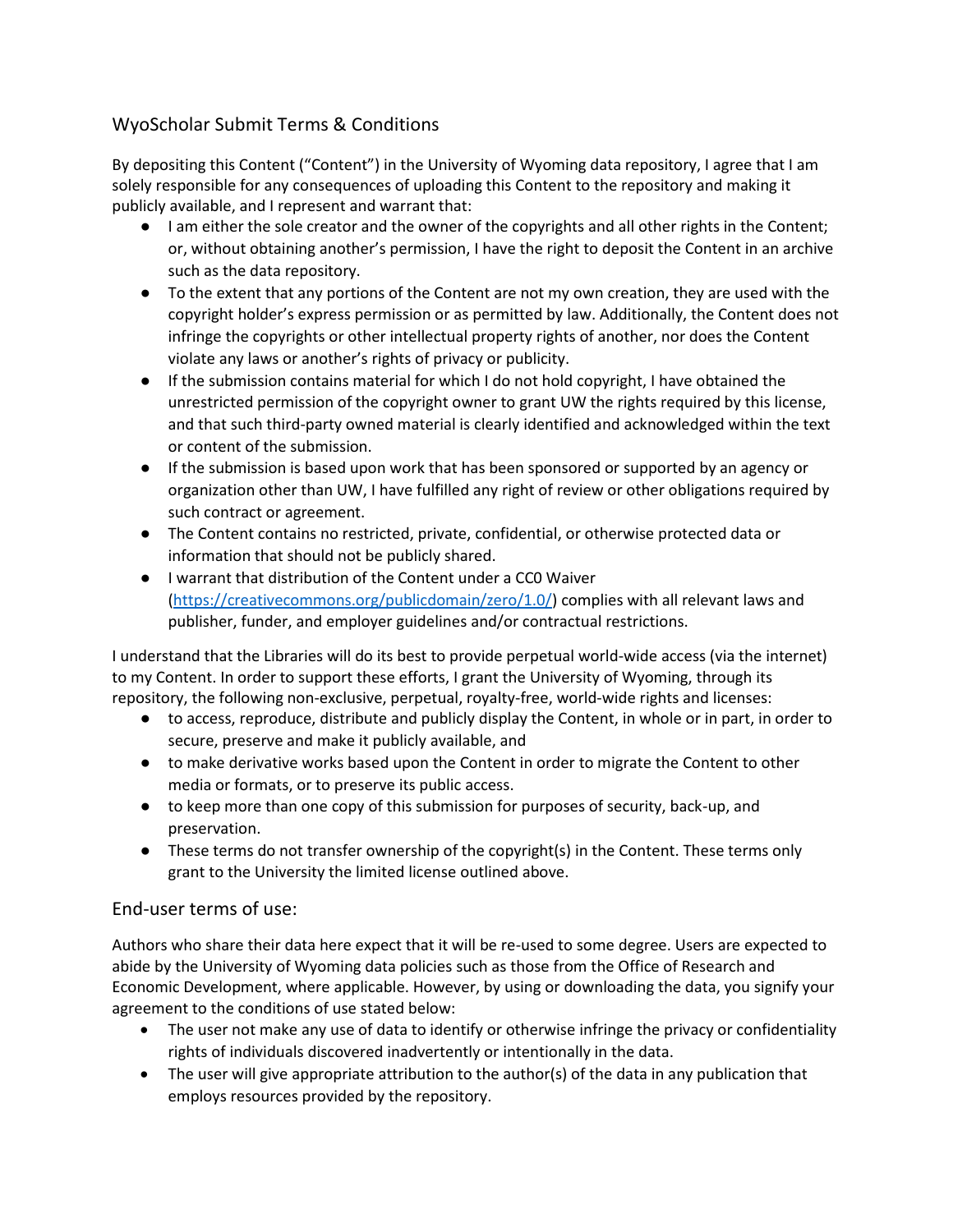## WyoScholar Submit Terms & Conditions

By depositing this Content ("Content") in the University of Wyoming data repository, I agree that I am solely responsible for any consequences of uploading this Content to the repository and making it publicly available, and I represent and warrant that:

- I am either the sole creator and the owner of the copyrights and all other rights in the Content; or, without obtaining another's permission, I have the right to deposit the Content in an archive such as the data repository.
- To the extent that any portions of the Content are not my own creation, they are used with the copyright holder's express permission or as permitted by law. Additionally, the Content does not infringe the copyrights or other intellectual property rights of another, nor does the Content violate any laws or another's rights of privacy or publicity.
- If the submission contains material for which I do not hold copyright, I have obtained the unrestricted permission of the copyright owner to grant UW the rights required by this license, and that such third-party owned material is clearly identified and acknowledged within the text or content of the submission.
- If the submission is based upon work that has been sponsored or supported by an agency or organization other than UW, I have fulfilled any right of review or other obligations required by such contract or agreement.
- The Content contains no restricted, private, confidential, or otherwise protected data or information that should not be publicly shared.
- I warrant that distribution of the Content under a CC0 Waiver (https://creativecommons.org/publicdomain/zero/1.0/) complies with all relevant laws and publisher, funder, and employer guidelines and/or contractual restrictions.

I understand that the Libraries will do its best to provide perpetual world-wide access (via the internet) to my Content. In order to support these efforts, I grant the University of Wyoming, through its repository, the following non-exclusive, perpetual, royalty-free, world-wide rights and licenses:

- to access, reproduce, distribute and publicly display the Content, in whole or in part, in order to secure, preserve and make it publicly available, and
- to make derivative works based upon the Content in order to migrate the Content to other media or formats, or to preserve its public access.
- to keep more than one copy of this submission for purposes of security, back-up, and preservation.
- These terms do not transfer ownership of the copyright(s) in the Content. These terms only grant to the University the limited license outlined above.

## End-user terms of use:

Authors who share their data here expect that it will be re-used to some degree. Users are expected to abide by the University of Wyoming data policies such as those from the Office of Research and Economic Development, where applicable. However, by using or downloading the data, you signify your agreement to the conditions of use stated below:

- The user not make any use of data to identify or otherwise infringe the privacy or confidentiality rights of individuals discovered inadvertently or intentionally in the data.
- The user will give appropriate attribution to the author(s) of the data in any publication that employs resources provided by the repository.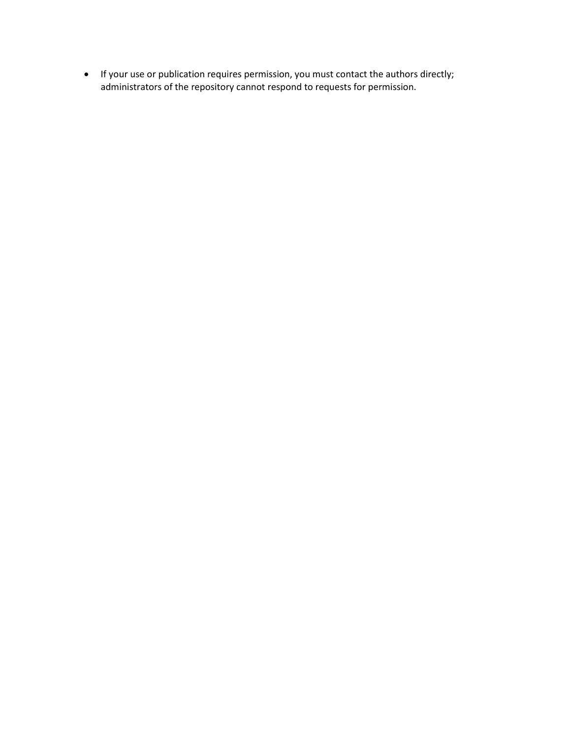- If your use or publication requires permission, you must contact the authors directly; administrators of the repository cannot respond to requests for permission.